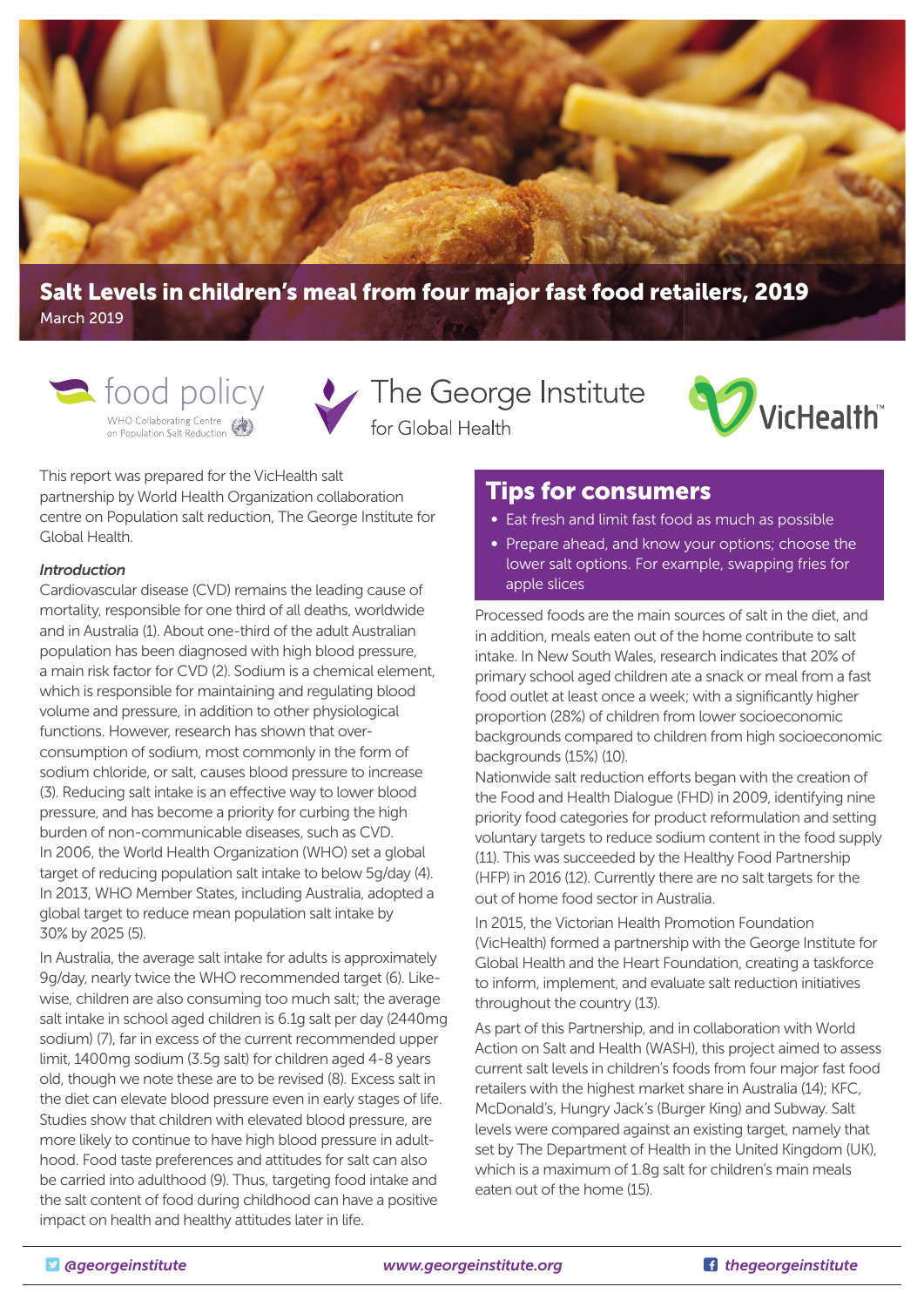# Salt Levels in children's meal from four major fast food retailers, 2019

March 2019

food policy
WHO Collaborating Centre on Population Salt Reduction

The George Institute for Global Health

VicHealth

This report was prepared for the VicHealth salt partnership by World Health Organization collaboration centre on Population salt reduction, The George Institute for Global Health.

## Tips for consumers

- Eat fresh and limit fast food as much as possible
- Prepare ahead, and know your options; choose the lower salt options. For example, swapping fries for apple slices

### *Introduction*

Cardiovascular disease (CVD) remains the leading cause of mortality, responsible for one third of all deaths, worldwide and in Australia (1). About one-third of the adult Australian population has been diagnosed with high blood pressure, a main risk factor for CVD (2). Sodium is a chemical element, which is responsible for maintaining and regulating blood volume and pressure, in addition to other physiological functions. However, research has shown that over-consumption of sodium, most commonly in the form of sodium chloride, or salt, causes blood pressure to increase (3). Reducing salt intake is an effective way to lower blood pressure, and has become a priority for curbing the high burden of non-communicable diseases, such as CVD. In 2006, the World Health Organization (WHO) set a global target of reducing population salt intake to below 5g/day (4). In 2013, WHO Member States, including Australia, adopted a global target to reduce mean population salt intake by 30% by 2025 (5).

In Australia, the average salt intake for adults is approximately 9g/day, nearly twice the WHO recommended target (6). Likewise, children are also consuming too much salt; the average salt intake in school aged children is 6.1g salt per day (2440mg sodium) (7), far in excess of the current recommended upper limit, 1400mg sodium (3.5g salt) for children aged 4-8 years old, though we note these are to be revised (8). Excess salt in the diet can elevate blood pressure even in early stages of life. Studies show that children with elevated blood pressure, are more likely to continue to have high blood pressure in adulthood. Food taste preferences and attitudes for salt can also be carried into adulthood (9). Thus, targeting food intake and the salt content of food during childhood can have a positive impact on health and healthy attitudes later in life.

Processed foods are the main sources of salt in the diet, and in addition, meals eaten out of the home contribute to salt intake. In New South Wales, research indicates that 20% of primary school aged children ate a snack or meal from a fast food outlet at least once a week; with a significantly higher proportion (28%) of children from lower socioeconomic backgrounds compared to children from high socioeconomic backgrounds (15%) (10).

Nationwide salt reduction efforts began with the creation of the Food and Health Dialogue (FHD) in 2009, identifying nine priority food categories for product reformulation and setting voluntary targets to reduce sodium content in the food supply (11). This was succeeded by the Healthy Food Partnership (HFP) in 2016 (12). Currently there are no salt targets for the out of home food sector in Australia.

In 2015, the Victorian Health Promotion Foundation (VicHealth) formed a partnership with the George Institute for Global Health and the Heart Foundation, creating a taskforce to inform, implement, and evaluate salt reduction initiatives throughout the country (13).

As part of this Partnership, and in collaboration with World Action on Salt and Health (WASH), this project aimed to assess current salt levels in children's foods from four major fast food retailers with the highest market share in Australia (14); KFC, McDonald's, Hungry Jack's (Burger King) and Subway. Salt levels were compared against an existing target, namely that set by The Department of Health in the United Kingdom (UK), which is a maximum of 1.8g salt for children's main meals eaten out of the home (15).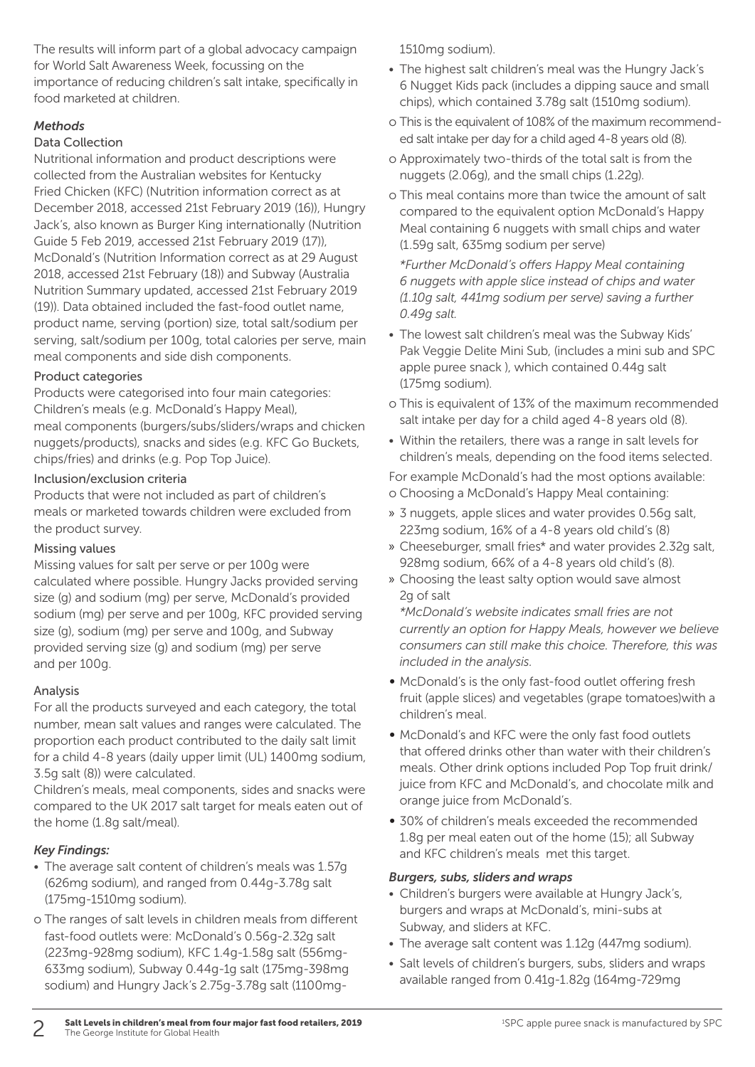The results will inform part of a global advocacy campaign for World Salt Awareness Week, focussing on the importance of reducing children's salt intake, specifically in food marketed at children.

### *Methods*

#### Data Collection

Nutritional information and product descriptions were collected from the Australian websites for Kentucky Fried Chicken (KFC) (Nutrition information correct as at December 2018, accessed 21st February 2019 (16)), Hungry Jack's, also known as Burger King internationally (Nutrition Guide 5 Feb 2019, accessed 21st February 2019 (17)), McDonald's (Nutrition Information correct as at 29 August 2018, accessed 21st February (18)) and Subway (Australia Nutrition Summary updated, accessed 21st February 2019 (19)). Data obtained included the fast-food outlet name, product name, serving (portion) size, total salt/sodium per serving, salt/sodium per 100g, total calories per serve, main meal components and side dish components.

#### Product categories

Products were categorised into four main categories: Children's meals (e.g. McDonald's Happy Meal), meal components (burgers/subs/sliders/wraps and chicken nuggets/products), snacks and sides (e.g. KFC Go Buckets, chips/fries) and drinks (e.g. Pop Top Juice).

#### Inclusion/exclusion criteria

Products that were not included as part of children's meals or marketed towards children were excluded from the product survey.

#### Missing values

Missing values for salt per serve or per 100g were calculated where possible. Hungry Jacks provided serving size (g) and sodium (mg) per serve, McDonald's provided sodium (mg) per serve and per 100g, KFC provided serving size (g), sodium (mg) per serve and 100g, and Subway provided serving size (g) and sodium (mg) per serve and per 100g.

#### Analysis

For all the products surveyed and each category, the total number, mean salt values and ranges were calculated. The proportion each product contributed to the daily salt limit for a child 4-8 years (daily upper limit (UL) 1400mg sodium, 3.5g salt (8)) were calculated.

Children's meals, meal components, sides and snacks were compared to the UK 2017 salt target for meals eaten out of the home (1.8g salt/meal).

### *Key Findings:*

- The average salt content of children's meals was 1.57g (626mg sodium), and ranged from 0.44g-3.78g salt (175mg-1510mg sodium).
  - o The ranges of salt levels in children meals from different fast-food outlets were: McDonald's 0.56g-2.32g salt (223mg-928mg sodium), KFC 1.4g-1.58g salt (556mg-633mg sodium), Subway 0.44g-1g salt (175mg-398mg sodium) and Hungry Jack's 2.75g-3.78g salt (1100mg-1510mg sodium).
- The highest salt children's meal was the Hungry Jack's 6 Nugget Kids pack (includes a dipping sauce and small chips), which contained 3.78g salt (1510mg sodium).
  - o This is the equivalent of 108% of the maximum recommended salt intake per day for a child aged 4-8 years old (8).
  - o Approximately two-thirds of the total salt is from the nuggets (2.06g), and the small chips (1.22g).
  - o This meal contains more than twice the amount of salt compared to the equivalent option McDonald's Happy Meal containing 6 nuggets with small chips and water (1.59g salt, 635mg sodium per serve)

    *\*Further McDonald's offers Happy Meal containing 6 nuggets with apple slice instead of chips and water (1.10g salt, 441mg sodium per serve) saving a further 0.49g salt.*
- The lowest salt children's meal was the Subway Kids' Pak Veggie Delite Mini Sub, (includes a mini sub and SPC apple puree snack ), which contained 0.44g salt (175mg sodium).
  - o This is equivalent of 13% of the maximum recommended salt intake per day for a child aged 4-8 years old (8).
- Within the retailers, there was a range in salt levels for children's meals, depending on the food items selected.

For example McDonald's had the most options available:

- o Choosing a McDonald's Happy Meal containing:
  - » 3 nuggets, apple slices and water provides 0.56g salt, 223mg sodium, 16% of a 4-8 years old child's (8)
  - » Cheeseburger, small fries* and water provides 2.32g salt, 928mg sodium, 66% of a 4-8 years old child's (8).
  - » Choosing the least salty option would save almost 2g of salt

    *\*McDonald's website indicates small fries are not currently an option for Happy Meals, however we believe consumers can still make this choice. Therefore, this was included in the analysis.*
- McDonald's is the only fast-food outlet offering fresh fruit (apple slices) and vegetables (grape tomatoes)with a children's meal.
- McDonald's and KFC were the only fast food outlets that offered drinks other than water with their children's meals. Other drink options included Pop Top fruit drink/juice from KFC and McDonald's, and chocolate milk and orange juice from McDonald's.
- 30% of children's meals exceeded the recommended 1.8g per meal eaten out of the home (15); all Subway and KFC children's meals met this target.

### *Burgers, subs, sliders and wraps*

- Children's burgers were available at Hungry Jack's, burgers and wraps at McDonald's, mini-subs at Subway, and sliders at KFC.
- The average salt content was 1.12g (447mg sodium).
- Salt levels of children's burgers, subs, sliders and wraps available ranged from 0.41g-1.82g (164mg-729mg

[1]SPC apple puree snack is manufactured by SPC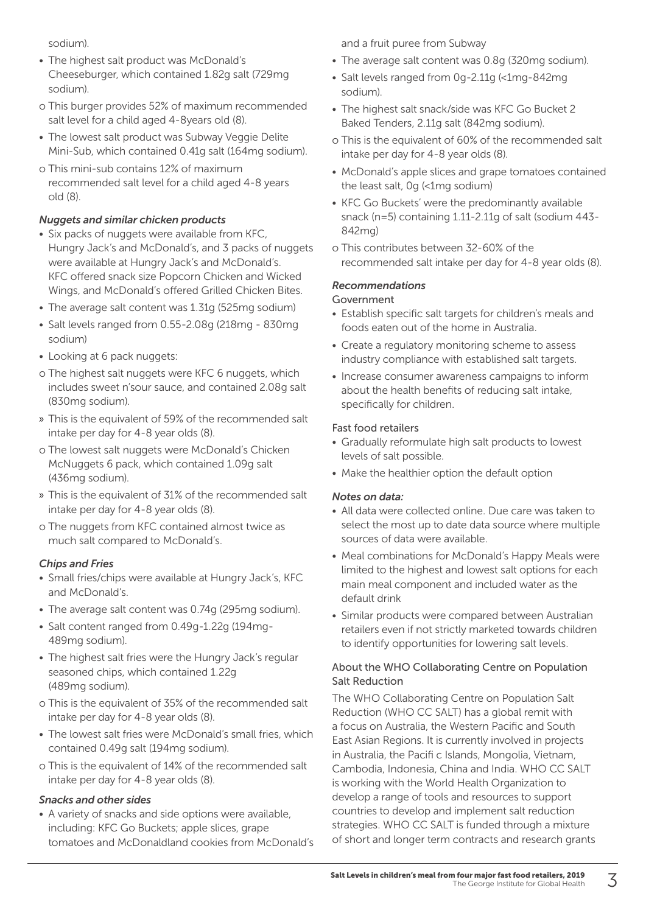sodium).

- The highest salt product was McDonald's Cheeseburger, which contained 1.82g salt (729mg sodium).
  - o This burger provides 52% of maximum recommended salt level for a child aged 4-8years old (8).
- The lowest salt product was Subway Veggie Delite Mini-Sub, which contained 0.41g salt (164mg sodium).
  - o This mini-sub contains 12% of maximum recommended salt level for a child aged 4-8 years old (8).

### *Nuggets and similar chicken products*

- Six packs of nuggets were available from KFC, Hungry Jack's and McDonald's, and 3 packs of nuggets were available at Hungry Jack's and McDonald's. KFC offered snack size Popcorn Chicken and Wicked Wings, and McDonald's offered Grilled Chicken Bites.
- The average salt content was 1.31g (525mg sodium)
- Salt levels ranged from 0.55-2.08g (218mg - 830mg sodium)
- Looking at 6 pack nuggets:
  - o The highest salt nuggets were KFC 6 nuggets, which includes sweet n'sour sauce, and contained 2.08g salt (830mg sodium).
    - » This is the equivalent of 59% of the recommended salt intake per day for 4-8 year olds (8).
  - o The lowest salt nuggets were McDonald's Chicken McNuggets 6 pack, which contained 1.09g salt (436mg sodium).
    - » This is the equivalent of 31% of the recommended salt intake per day for 4-8 year olds (8).
  - o The nuggets from KFC contained almost twice as much salt compared to McDonald's.

### *Chips and Fries*

- Small fries/chips were available at Hungry Jack's, KFC and McDonald's.
- The average salt content was 0.74g (295mg sodium).
- Salt content ranged from 0.49g-1.22g (194mg-489mg sodium).
- The highest salt fries were the Hungry Jack's regular seasoned chips, which contained 1.22g (489mg sodium).
  - o This is the equivalent of 35% of the recommended salt intake per day for 4-8 year olds (8).
- The lowest salt fries were McDonald's small fries, which contained 0.49g salt (194mg sodium).
  - o This is the equivalent of 14% of the recommended salt intake per day for 4-8 year olds (8).

### *Snacks and other sides*

- A variety of snacks and side options were available, including: KFC Go Buckets; apple slices, grape tomatoes and McDonaldland cookies from McDonald's and a fruit puree from Subway
- The average salt content was 0.8g (320mg sodium).
- Salt levels ranged from 0g-2.11g (<1mg-842mg sodium).
- The highest salt snack/side was KFC Go Bucket 2 Baked Tenders, 2.11g salt (842mg sodium).
  - o This is the equivalent of 60% of the recommended salt intake per day for 4-8 year olds (8).
- McDonald's apple slices and grape tomatoes contained the least salt, 0g (<1mg sodium)
- KFC Go Buckets' were the predominantly available snack (n=5) containing 1.11-2.11g of salt (sodium 443-842mg)
  - o This contributes between 32-60% of the recommended salt intake per day for 4-8 year olds (8).

### *Recommendations*

#### Government

- Establish specific salt targets for children's meals and foods eaten out of the home in Australia.
- Create a regulatory monitoring scheme to assess industry compliance with established salt targets.
- Increase consumer awareness campaigns to inform about the health benefits of reducing salt intake, specifically for children.

#### Fast food retailers

- Gradually reformulate high salt products to lowest levels of salt possible.
- Make the healthier option the default option

### *Notes on data:*

- All data were collected online. Due care was taken to select the most up to date data source where multiple sources of data were available.
- Meal combinations for McDonald's Happy Meals were limited to the highest and lowest salt options for each main meal component and included water as the default drink
- Similar products were compared between Australian retailers even if not strictly marketed towards children to identify opportunities for lowering salt levels.

#### About the WHO Collaborating Centre on Population Salt Reduction

The WHO Collaborating Centre on Population Salt Reduction (WHO CC SALT) has a global remit with a focus on Australia, the Western Pacific and South East Asian Regions. It is currently involved in projects in Australia, the Pacifi c Islands, Mongolia, Vietnam, Cambodia, Indonesia, China and India. WHO CC SALT is working with the World Health Organization to develop a range of tools and resources to support countries to develop and implement salt reduction strategies. WHO CC SALT is funded through a mixture of short and longer term contracts and research grants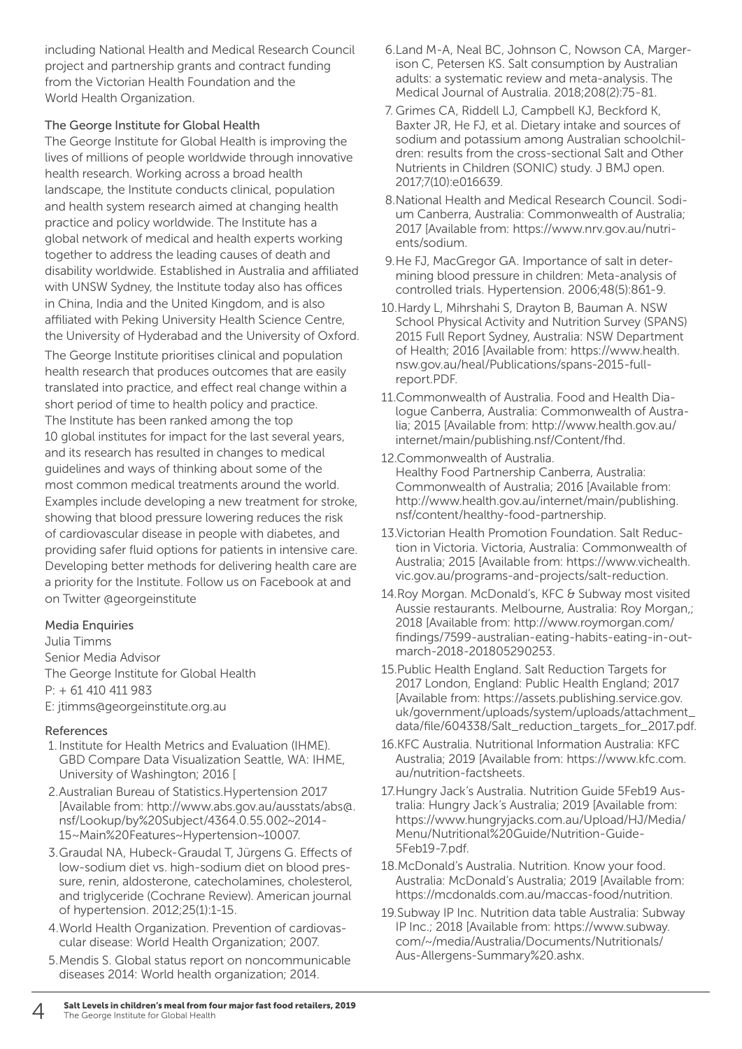including National Health and Medical Research Council project and partnership grants and contract funding from the Victorian Health Foundation and the World Health Organization.

### The George Institute for Global Health

The George Institute for Global Health is improving the lives of millions of people worldwide through innovative health research. Working across a broad health landscape, the Institute conducts clinical, population and health system research aimed at changing health practice and policy worldwide. The Institute has a global network of medical and health experts working together to address the leading causes of death and disability worldwide. Established in Australia and affiliated with UNSW Sydney, the Institute today also has offices in China, India and the United Kingdom, and is also affiliated with Peking University Health Science Centre, the University of Hyderabad and the University of Oxford.

The George Institute prioritises clinical and population health research that produces outcomes that are easily translated into practice, and effect real change within a short period of time to health policy and practice. The Institute has been ranked among the top 10 global institutes for impact for the last several years, and its research has resulted in changes to medical guidelines and ways of thinking about some of the most common medical treatments around the world. Examples include developing a new treatment for stroke, showing that blood pressure lowering reduces the risk of cardiovascular disease in people with diabetes, and providing safer fluid options for patients in intensive care. Developing better methods for delivering health care are a priority for the Institute. Follow us on Facebook at and on Twitter @georgeinstitute

### Media Enquiries

Julia Timms
Senior Media Advisor
The George Institute for Global Health
P: + 61 410 411 983
E: jtimms@georgeinstitute.org.au

### References

1. Institute for Health Metrics and Evaluation (IHME). GBD Compare Data Visualization Seattle, WA: IHME, University of Washington; 2016 [
2. Australian Bureau of Statistics.Hypertension 2017 [Available from: http://www.abs.gov.au/ausstats/abs@.nsf/Lookup/by%20Subject/4364.0.55.002~2014-15~Main%20Features~Hypertension~10007.
3. Graudal NA, Hubeck-Graudal T, Jürgens G. Effects of low-sodium diet vs. high-sodium diet on blood pressure, renin, aldosterone, catecholamines, cholesterol, and triglyceride (Cochrane Review). American journal of hypertension. 2012;25(1):1-15.
4. World Health Organization. Prevention of cardiovascular disease: World Health Organization; 2007.
5. Mendis S. Global status report on noncommunicable diseases 2014: World health organization; 2014.
6. Land M-A, Neal BC, Johnson C, Nowson CA, Margerison C, Petersen KS. Salt consumption by Australian adults: a systematic review and meta-analysis. The Medical Journal of Australia. 2018;208(2):75-81.
7. Grimes CA, Riddell LJ, Campbell KJ, Beckford K, Baxter JR, He FJ, et al. Dietary intake and sources of sodium and potassium among Australian schoolchildren: results from the cross-sectional Salt and Other Nutrients in Children (SONIC) study. J BMJ open. 2017;7(10):e016639.
8. National Health and Medical Research Council. Sodium Canberra, Australia: Commonwealth of Australia; 2017 [Available from: https://www.nrv.gov.au/nutrients/sodium.
9. He FJ, MacGregor GA. Importance of salt in determining blood pressure in children: Meta-analysis of controlled trials. Hypertension. 2006;48(5):861-9.
10. Hardy L, Mihrshahi S, Drayton B, Bauman A. NSW School Physical Activity and Nutrition Survey (SPANS) 2015 Full Report Sydney, Australia: NSW Department of Health; 2016 [Available from: https://www.health.nsw.gov.au/heal/Publications/spans-2015-full-report.PDF.
11. Commonwealth of Australia. Food and Health Dialogue Canberra, Australia: Commonwealth of Australia; 2015 [Available from: http://www.health.gov.au/internet/main/publishing.nsf/Content/fhd.
12. Commonwealth of Australia. Healthy Food Partnership Canberra, Australia: Commonwealth of Australia; 2016 [Available from: http://www.health.gov.au/internet/main/publishing.nsf/content/healthy-food-partnership.
13. Victorian Health Promotion Foundation. Salt Reduction in Victoria. Victoria, Australia: Commonwealth of Australia; 2015 [Available from: https://www.vichealth.vic.gov.au/programs-and-projects/salt-reduction.
14. Roy Morgan. McDonald's, KFC & Subway most visited Aussie restaurants. Melbourne, Australia: Roy Morgan,; 2018 [Available from: http://www.roymorgan.com/findings/7599-australian-eating-habits-eating-in-out-march-2018-201805290253.
15. Public Health England. Salt Reduction Targets for 2017 London, England: Public Health England; 2017 [Available from: https://assets.publishing.service.gov.uk/government/uploads/system/uploads/attachment_data/file/604338/Salt_reduction_targets_for_2017.pdf.
16. KFC Australia. Nutritional Information Australia: KFC Australia; 2019 [Available from: https://www.kfc.com.au/nutrition-factsheets.
17. Hungry Jack's Australia. Nutrition Guide 5Feb19 Australia: Hungry Jack's Australia; 2019 [Available from: https://www.hungryjacks.com.au/Upload/HJ/Media/Menu/Nutritional%20Guide/Nutrition-Guide-5Feb19-7.pdf.
18. McDonald's Australia. Nutrition. Know your food. Australia: McDonald's Australia; 2019 [Available from: https://mcdonalds.com.au/maccas-food/nutrition.
19. Subway IP Inc. Nutrition data table Australia: Subway IP Inc.; 2018 [Available from: https://www.subway.com/~/media/Australia/Documents/Nutritionals/Aus-Allergens-Summary%20.ashx.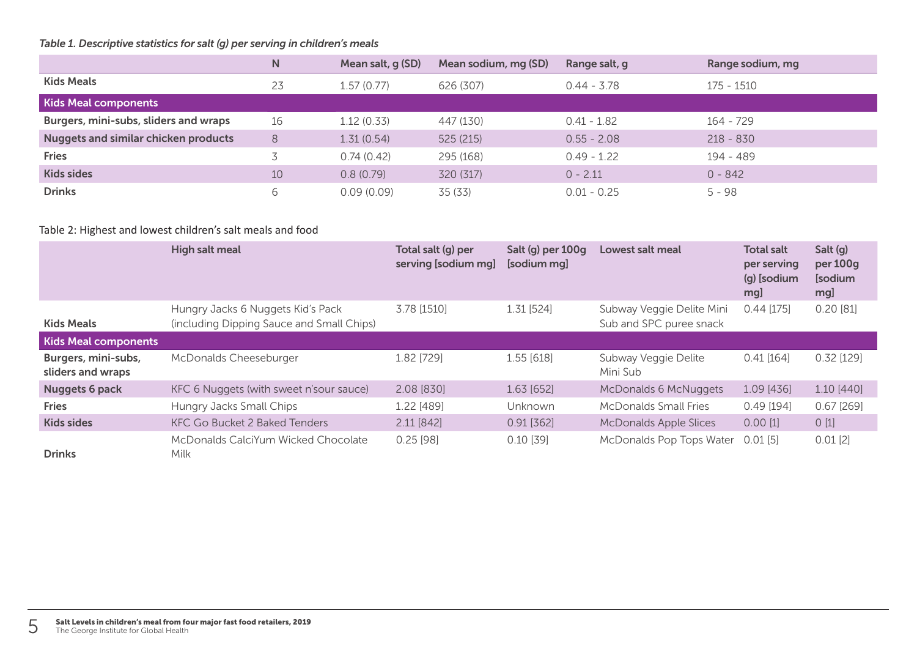*Table 1. Descriptive statistics for salt (g) per serving in children's meals*

| | N | Mean salt, g (SD) | Mean sodium, mg (SD) | Range salt, g | Range sodium, mg |
|---|---|---|---|---|---|
| **Kids Meals** | 23 | 1.57 (0.77) | 626 (307) | 0.44 - 3.78 | 175 - 1510 |
| **Kids Meal components** | | | | | |
| **Burgers, mini-subs, sliders and wraps** | 16 | 1.12 (0.33) | 447 (130) | 0.41 - 1.82 | 164 - 729 |
| **Nuggets and similar chicken products** | 8 | 1.31 (0.54) | 525 (215) | 0.55 - 2.08 | 218 - 830 |
| **Fries** | 3 | 0.74 (0.42) | 295 (168) | 0.49 - 1.22 | 194 - 489 |
| **Kids sides** | 10 | 0.8 (0.79) | 320 (317) | 0 - 2.11 | 0 - 842 |
| **Drinks** | 6 | 0.09 (0.09) | 35 (33) | 0.01 - 0.25 | 5 - 98 |

Table 2: Highest and lowest children's salt meals and food

| | High salt meal | Total salt (g) per serving [sodium mg] | Salt (g) per 100g [sodium mg] | Lowest salt meal | Total salt per serving (g) [sodium mg] | Salt (g) per 100g [sodium mg] |
|---|---|---|---|---|---|---|
| **Kids Meals** | Hungry Jacks 6 Nuggets Kid's Pack (including Dipping Sauce and Small Chips) | 3.78 [1510] | 1.31 [524] | Subway Veggie Delite Mini Sub and SPC puree snack | 0.44 [175] | 0.20 [81] |
| **Kids Meal components** | | | | | | |
| **Burgers, mini-subs, sliders and wraps** | McDonalds Cheeseburger | 1.82 [729] | 1.55 [618] | Subway Veggie Delite Mini Sub | 0.41 [164] | 0.32 [129] |
| **Nuggets 6 pack** | KFC 6 Nuggets (with sweet n'sour sauce) | 2.08 [830] | 1.63 [652] | McDonalds 6 McNuggets | 1.09 [436] | 1.10 [440] |
| **Fries** | Hungry Jacks Small Chips | 1.22 [489] | Unknown | McDonalds Small Fries | 0.49 [194] | 0.67 [269] |
| **Kids sides** | KFC Go Bucket 2 Baked Tenders | 2.11 [842] | 0.91 [362] | McDonalds Apple Slices | 0.00 [1] | 0 [1] |
| **Drinks** | McDonalds CalciYum Wicked Chocolate Milk | 0.25 [98] | 0.10 [39] | McDonalds Pop Tops Water | 0.01 [5] | 0.01 [2] |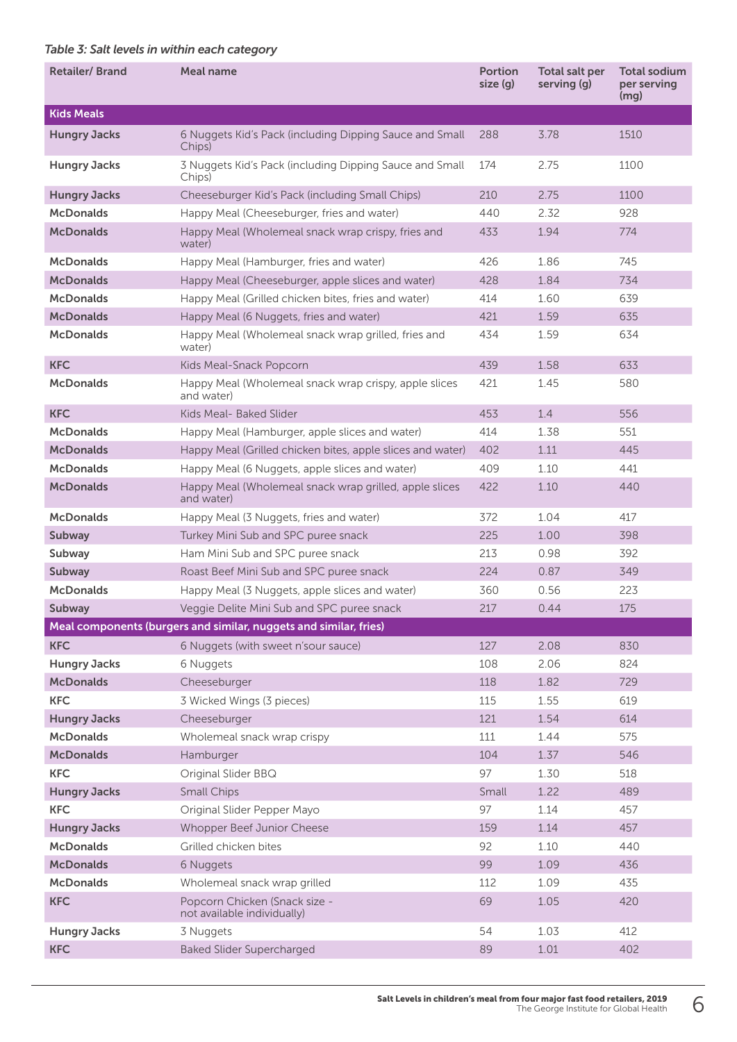*Table 3: Salt levels in within each category*

| Retailer/ Brand | Meal name | Portion size (g) | Total salt per serving (g) | Total sodium per serving (mg) |
|---|---|---|---|---|
| **Kids Meals** | | | | |
| **Hungry Jacks** | 6 Nuggets Kid's Pack (including Dipping Sauce and Small Chips) | 288 | 3.78 | 1510 |
| **Hungry Jacks** | 3 Nuggets Kid's Pack (including Dipping Sauce and Small Chips) | 174 | 2.75 | 1100 |
| **Hungry Jacks** | Cheeseburger Kid's Pack (including Small Chips) | 210 | 2.75 | 1100 |
| **McDonalds** | Happy Meal (Cheeseburger, fries and water) | 440 | 2.32 | 928 |
| **McDonalds** | Happy Meal (Wholemeal snack wrap crispy, fries and water) | 433 | 1.94 | 774 |
| **McDonalds** | Happy Meal (Hamburger, fries and water) | 426 | 1.86 | 745 |
| **McDonalds** | Happy Meal (Cheeseburger, apple slices and water) | 428 | 1.84 | 734 |
| **McDonalds** | Happy Meal (Grilled chicken bites, fries and water) | 414 | 1.60 | 639 |
| **McDonalds** | Happy Meal (6 Nuggets, fries and water) | 421 | 1.59 | 635 |
| **McDonalds** | Happy Meal (Wholemeal snack wrap grilled, fries and water) | 434 | 1.59 | 634 |
| **KFC** | Kids Meal-Snack Popcorn | 439 | 1.58 | 633 |
| **McDonalds** | Happy Meal (Wholemeal snack wrap crispy, apple slices and water) | 421 | 1.45 | 580 |
| **KFC** | Kids Meal- Baked Slider | 453 | 1.4 | 556 |
| **McDonalds** | Happy Meal (Hamburger, apple slices and water) | 414 | 1.38 | 551 |
| **McDonalds** | Happy Meal (Grilled chicken bites, apple slices and water) | 402 | 1.11 | 445 |
| **McDonalds** | Happy Meal (6 Nuggets, apple slices and water) | 409 | 1.10 | 441 |
| **McDonalds** | Happy Meal (Wholemeal snack wrap grilled, apple slices and water) | 422 | 1.10 | 440 |
| **McDonalds** | Happy Meal (3 Nuggets, fries and water) | 372 | 1.04 | 417 |
| **Subway** | Turkey Mini Sub and SPC puree snack | 225 | 1.00 | 398 |
| **Subway** | Ham Mini Sub and SPC puree snack | 213 | 0.98 | 392 |
| **Subway** | Roast Beef Mini Sub and SPC puree snack | 224 | 0.87 | 349 |
| **McDonalds** | Happy Meal (3 Nuggets, apple slices and water) | 360 | 0.56 | 223 |
| **Subway** | Veggie Delite Mini Sub and SPC puree snack | 217 | 0.44 | 175 |
| **Meal components (burgers and similar, nuggets and similar, fries)** | | | | |
| **KFC** | 6 Nuggets (with sweet n'sour sauce) | 127 | 2.08 | 830 |
| **Hungry Jacks** | 6 Nuggets | 108 | 2.06 | 824 |
| **McDonalds** | Cheeseburger | 118 | 1.82 | 729 |
| **KFC** | 3 Wicked Wings (3 pieces) | 115 | 1.55 | 619 |
| **Hungry Jacks** | Cheeseburger | 121 | 1.54 | 614 |
| **McDonalds** | Wholemeal snack wrap crispy | 111 | 1.44 | 575 |
| **McDonalds** | Hamburger | 104 | 1.37 | 546 |
| **KFC** | Original Slider BBQ | 97 | 1.30 | 518 |
| **Hungry Jacks** | Small Chips | Small | 1.22 | 489 |
| **KFC** | Original Slider Pepper Mayo | 97 | 1.14 | 457 |
| **Hungry Jacks** | Whopper Beef Junior Cheese | 159 | 1.14 | 457 |
| **McDonalds** | Grilled chicken bites | 92 | 1.10 | 440 |
| **McDonalds** | 6 Nuggets | 99 | 1.09 | 436 |
| **McDonalds** | Wholemeal snack wrap grilled | 112 | 1.09 | 435 |
| **KFC** | Popcorn Chicken (Snack size - not available individually) | 69 | 1.05 | 420 |
| **Hungry Jacks** | 3 Nuggets | 54 | 1.03 | 412 |
| **KFC** | Baked Slider Supercharged | 89 | 1.01 | 402 |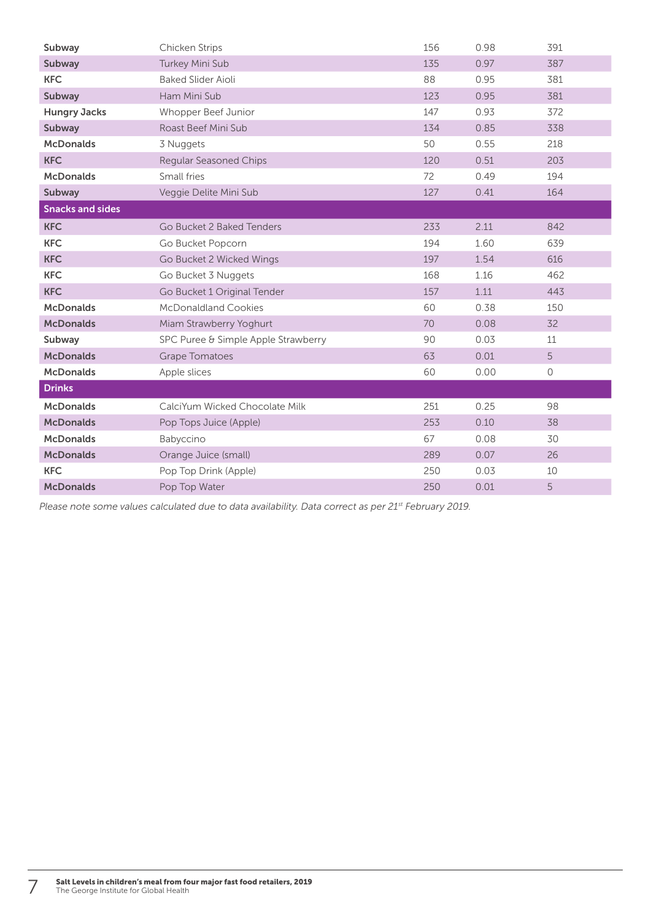| | | | | |
|---|---|---|---|---|
| **Subway** | Chicken Strips | 156 | 0.98 | 391 |
| **Subway** | Turkey Mini Sub | 135 | 0.97 | 387 |
| **KFC** | Baked Slider Aioli | 88 | 0.95 | 381 |
| **Subway** | Ham Mini Sub | 123 | 0.95 | 381 |
| **Hungry Jacks** | Whopper Beef Junior | 147 | 0.93 | 372 |
| **Subway** | Roast Beef Mini Sub | 134 | 0.85 | 338 |
| **McDonalds** | 3 Nuggets | 50 | 0.55 | 218 |
| **KFC** | Regular Seasoned Chips | 120 | 0.51 | 203 |
| **McDonalds** | Small fries | 72 | 0.49 | 194 |
| **Subway** | Veggie Delite Mini Sub | 127 | 0.41 | 164 |
| **Snacks and sides** | | | | |
| **KFC** | Go Bucket 2 Baked Tenders | 233 | 2.11 | 842 |
| **KFC** | Go Bucket Popcorn | 194 | 1.60 | 639 |
| **KFC** | Go Bucket 2 Wicked Wings | 197 | 1.54 | 616 |
| **KFC** | Go Bucket 3 Nuggets | 168 | 1.16 | 462 |
| **KFC** | Go Bucket 1 Original Tender | 157 | 1.11 | 443 |
| **McDonalds** | McDonaldland Cookies | 60 | 0.38 | 150 |
| **McDonalds** | Miam Strawberry Yoghurt | 70 | 0.08 | 32 |
| **Subway** | SPC Puree & Simple Apple Strawberry | 90 | 0.03 | 11 |
| **McDonalds** | Grape Tomatoes | 63 | 0.01 | 5 |
| **McDonalds** | Apple slices | 60 | 0.00 | 0 |
| **Drinks** | | | | |
| **McDonalds** | CalciYum Wicked Chocolate Milk | 251 | 0.25 | 98 |
| **McDonalds** | Pop Tops Juice (Apple) | 253 | 0.10 | 38 |
| **McDonalds** | Babyccino | 67 | 0.08 | 30 |
| **McDonalds** | Orange Juice (small) | 289 | 0.07 | 26 |
| **KFC** | Pop Top Drink (Apple) | 250 | 0.03 | 10 |
| **McDonalds** | Pop Top Water | 250 | 0.01 | 5 |

*Please note some values calculated due to data availability. Data correct as per 21st February 2019.*